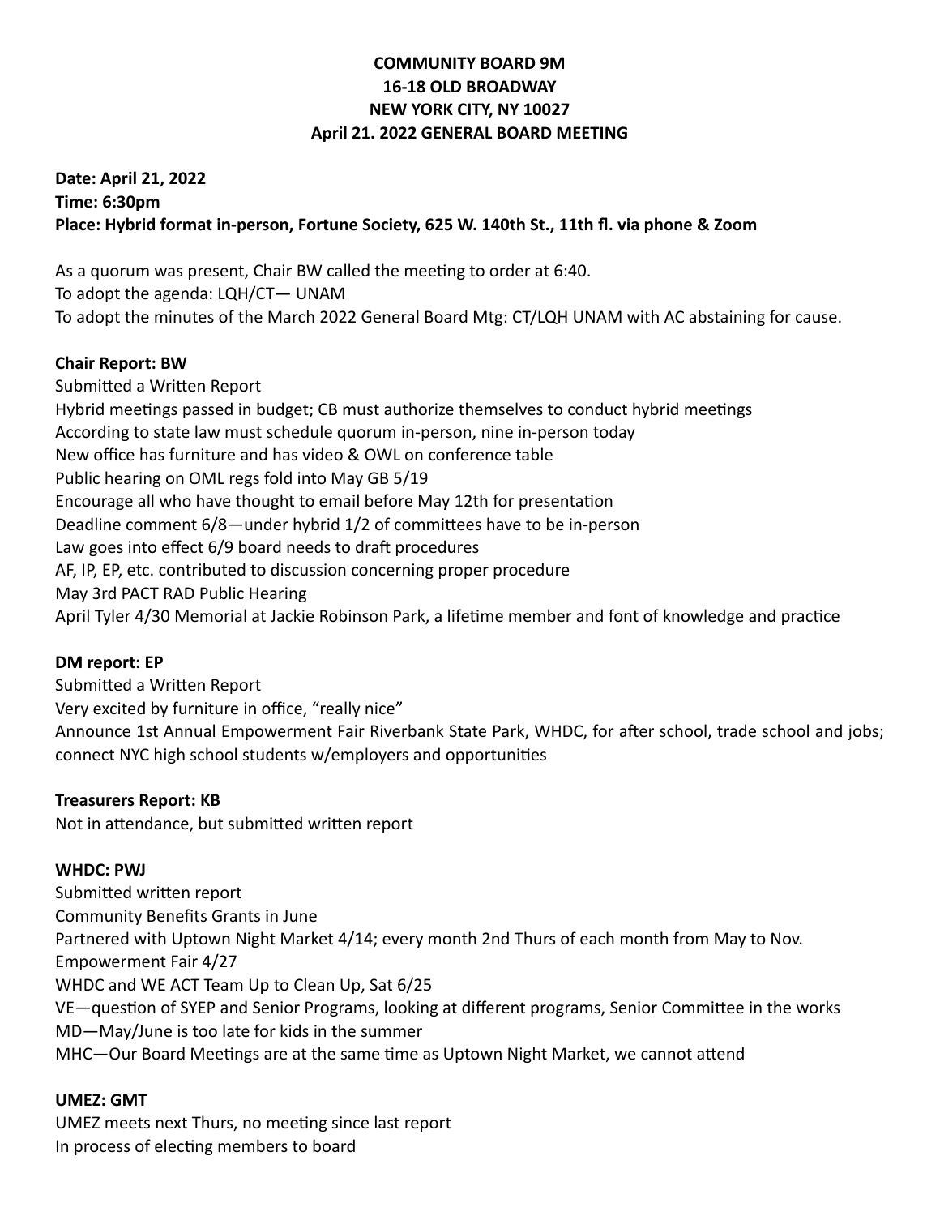**COMMUNITY BOARD 9M**
**16-18 OLD BROADWAY**
**NEW YORK CITY, NY 10027**
**April 21. 2022 GENERAL BOARD MEETING**

**Date: April 21, 2022**
**Time: 6:30pm**
**Place: Hybrid format in-person, Fortune Society, 625 W. 140th St., 11th fl. via phone & Zoom**

As a quorum was present, Chair BW called the meeting to order at 6:40.
To adopt the agenda: LQH/CT— UNAM
To adopt the minutes of the March 2022 General Board Mtg: CT/LQH UNAM with AC abstaining for cause.

**Chair Report: BW**
Submitted a Written Report
Hybrid meetings passed in budget; CB must authorize themselves to conduct hybrid meetings
According to state law must schedule quorum in-person, nine in-person today
New office has furniture and has video & OWL on conference table
Public hearing on OML regs fold into May GB 5/19
Encourage all who have thought to email before May 12th for presentation
Deadline comment 6/8—under hybrid 1/2 of committees have to be in-person
Law goes into effect 6/9 board needs to draft procedures
AF, IP, EP, etc. contributed to discussion concerning proper procedure
May 3rd PACT RAD Public Hearing
April Tyler 4/30 Memorial at Jackie Robinson Park, a lifetime member and font of knowledge and practice

**DM report: EP**
Submitted a Written Report
Very excited by furniture in office, "really nice"
Announce 1st Annual Empowerment Fair Riverbank State Park, WHDC, for after school, trade school and jobs; connect NYC high school students w/employers and opportunities

**Treasurers Report: KB**
Not in attendance, but submitted written report

**WHDC: PWJ**
Submitted written report
Community Benefits Grants in June
Partnered with Uptown Night Market 4/14; every month 2nd Thurs of each month from May to Nov.
Empowerment Fair 4/27
WHDC and WE ACT Team Up to Clean Up, Sat 6/25
VE—question of SYEP and Senior Programs, looking at different programs, Senior Committee in the works
MD—May/June is too late for kids in the summer
MHC—Our Board Meetings are at the same time as Uptown Night Market, we cannot attend

**UMEZ: GMT**
UMEZ meets next Thurs, no meeting since last report
In process of electing members to board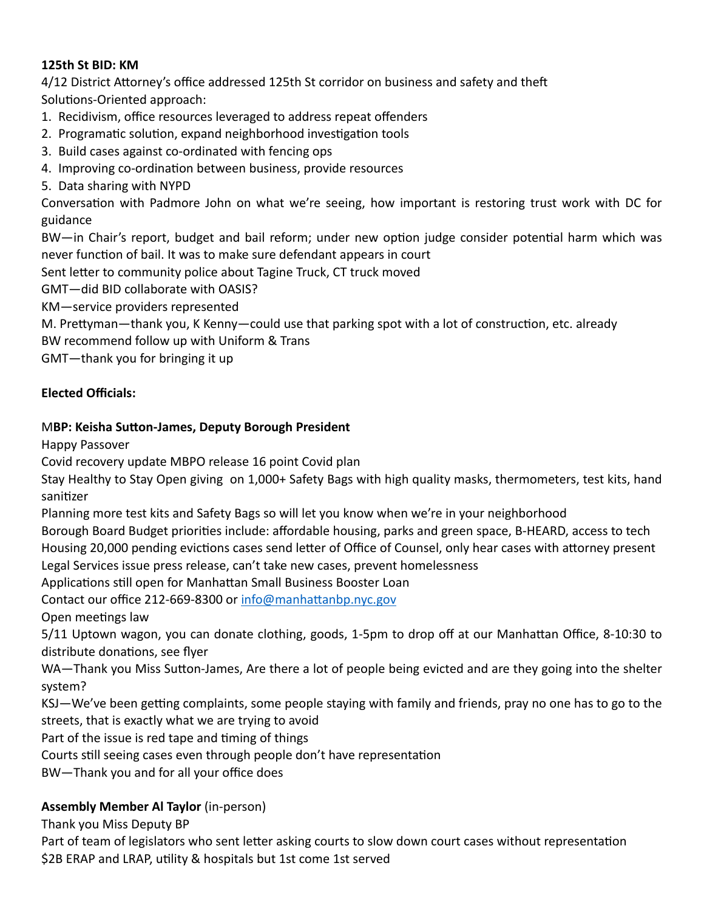**125th St BID: KM**

4/12 District Attorney's office addressed 125th St corridor on business and safety and theft

Solutions-Oriented approach:

1. Recidivism, office resources leveraged to address repeat offenders
2. Programatic solution, expand neighborhood investigation tools
3. Build cases against co-ordinated with fencing ops
4. Improving co-ordination between business, provide resources
5. Data sharing with NYPD

Conversation with Padmore John on what we're seeing, how important is restoring trust work with DC for guidance

BW—in Chair's report, budget and bail reform; under new option judge consider potential harm which was never function of bail. It was to make sure defendant appears in court

Sent letter to community police about Tagine Truck, CT truck moved

GMT—did BID collaborate with OASIS?

KM—service providers represented

M. Prettyman—thank you, K Kenny—could use that parking spot with a lot of construction, etc. already

BW recommend follow up with Uniform & Trans

GMT—thank you for bringing it up

**Elected Officials:**

M**BP: Keisha Sutton-James, Deputy Borough President**

Happy Passover

Covid recovery update MBPO release 16 point Covid plan

Stay Healthy to Stay Open giving on 1,000+ Safety Bags with high quality masks, thermometers, test kits, hand sanitizer

Planning more test kits and Safety Bags so will let you know when we're in your neighborhood

Borough Board Budget priorities include: affordable housing, parks and green space, B-HEARD, access to tech

Housing 20,000 pending evictions cases send letter of Office of Counsel, only hear cases with attorney present

Legal Services issue press release, can't take new cases, prevent homelessness

Applications still open for Manhattan Small Business Booster Loan

Contact our office 212-669-8300 or info@manhattanbp.nyc.gov

Open meetings law

5/11 Uptown wagon, you can donate clothing, goods, 1-5pm to drop off at our Manhattan Office, 8-10:30 to distribute donations, see flyer

WA—Thank you Miss Sutton-James, Are there a lot of people being evicted and are they going into the shelter system?

KSJ—We've been getting complaints, some people staying with family and friends, pray no one has to go to the streets, that is exactly what we are trying to avoid

Part of the issue is red tape and timing of things

Courts still seeing cases even through people don't have representation

BW—Thank you and for all your office does

**Assembly Member Al Taylor** (in-person)

Thank you Miss Deputy BP

Part of team of legislators who sent letter asking courts to slow down court cases without representation

$2B ERAP and LRAP, utility & hospitals but 1st come 1st served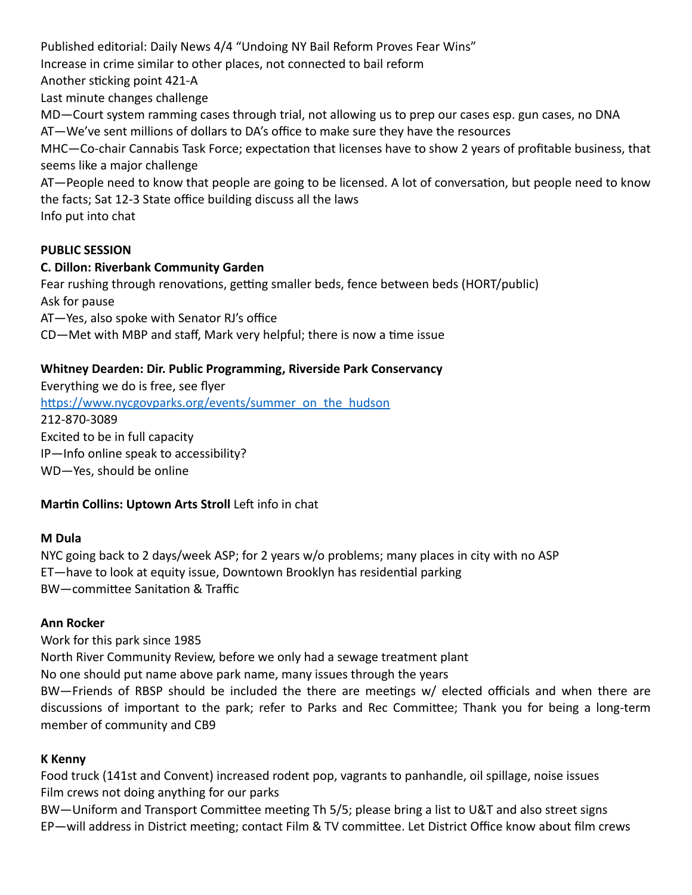Published editorial: Daily News 4/4 "Undoing NY Bail Reform Proves Fear Wins"
Increase in crime similar to other places, not connected to bail reform
Another sticking point 421-A
Last minute changes challenge
MD—Court system ramming cases through trial, not allowing us to prep our cases esp. gun cases, no DNA
AT—We've sent millions of dollars to DA's office to make sure they have the resources
MHC—Co-chair Cannabis Task Force; expectation that licenses have to show 2 years of profitable business, that seems like a major challenge
AT—People need to know that people are going to be licensed. A lot of conversation, but people need to know the facts; Sat 12-3 State office building discuss all the laws
Info put into chat

**PUBLIC SESSION**

**C. Dillon: Riverbank Community Garden**
Fear rushing through renovations, getting smaller beds, fence between beds (HORT/public)
Ask for pause
AT—Yes, also spoke with Senator RJ's office
CD—Met with MBP and staff, Mark very helpful; there is now a time issue

**Whitney Dearden: Dir. Public Programming, Riverside Park Conservancy**
Everything we do is free, see flyer
[https://www.nycgovparks.org/events/summer_on_the_hudson](https://www.nycgovparks.org/events/summer_on_the_hudson)
212-870-3089
Excited to be in full capacity
IP—Info online speak to accessibility?
WD—Yes, should be online

**Martin Collins: Uptown Arts Stroll** Left info in chat

**M Dula**
NYC going back to 2 days/week ASP; for 2 years w/o problems; many places in city with no ASP
ET—have to look at equity issue, Downtown Brooklyn has residential parking
BW—committee Sanitation & Traffic

**Ann Rocker**
Work for this park since 1985
North River Community Review, before we only had a sewage treatment plant
No one should put name above park name, many issues through the years
BW—Friends of RBSP should be included the there are meetings w/ elected officials and when there are discussions of important to the park; refer to Parks and Rec Committee; Thank you for being a long-term member of community and CB9

**K Kenny**
Food truck (141st and Convent) increased rodent pop, vagrants to panhandle, oil spillage, noise issues
Film crews not doing anything for our parks
BW—Uniform and Transport Committee meeting Th 5/5; please bring a list to U&T and also street signs
EP—will address in District meeting; contact Film & TV committee. Let District Office know about film crews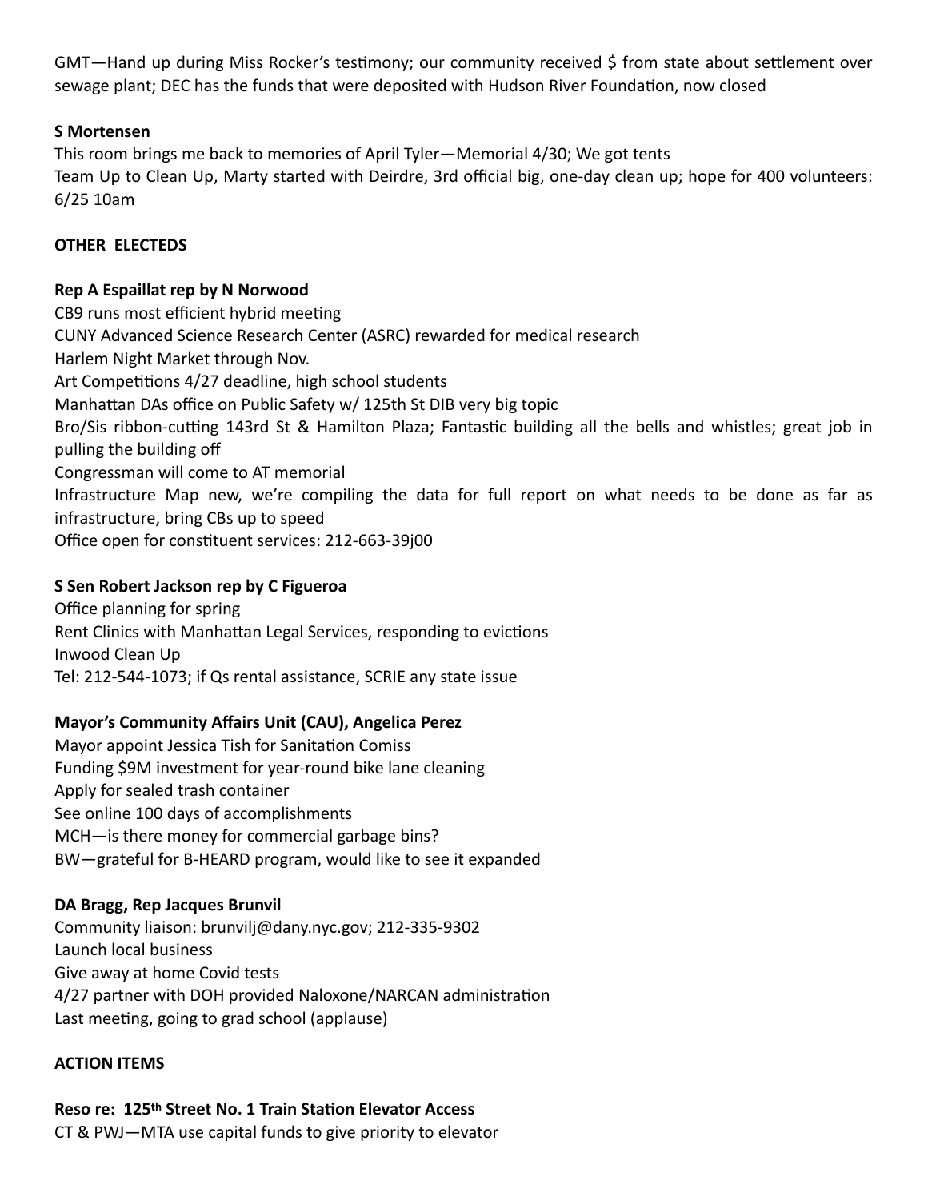GMT—Hand up during Miss Rocker's testimony; our community received $ from state about settlement over sewage plant; DEC has the funds that were deposited with Hudson River Foundation, now closed

**S Mortensen**

This room brings me back to memories of April Tyler—Memorial 4/30; We got tents

Team Up to Clean Up, Marty started with Deirdre, 3rd official big, one-day clean up; hope for 400 volunteers: 6/25 10am

**OTHER ELECTEDS**

**Rep A Espaillat rep by N Norwood**

CB9 runs most efficient hybrid meeting

CUNY Advanced Science Research Center (ASRC) rewarded for medical research

Harlem Night Market through Nov.

Art Competitions 4/27 deadline, high school students

Manhattan DAs office on Public Safety w/ 125th St DIB very big topic

Bro/Sis ribbon-cutting 143rd St & Hamilton Plaza; Fantastic building all the bells and whistles; great job in pulling the building off

Congressman will come to AT memorial

Infrastructure Map new, we're compiling the data for full report on what needs to be done as far as infrastructure, bring CBs up to speed

Office open for constituent services: 212-663-39j00

**S Sen Robert Jackson rep by C Figueroa**

Office planning for spring

Rent Clinics with Manhattan Legal Services, responding to evictions

Inwood Clean Up

Tel: 212-544-1073; if Qs rental assistance, SCRIE any state issue

**Mayor's Community Affairs Unit (CAU), Angelica Perez**

Mayor appoint Jessica Tish for Sanitation Comiss

Funding $9M investment for year-round bike lane cleaning

Apply for sealed trash container

See online 100 days of accomplishments

MCH—is there money for commercial garbage bins?

BW—grateful for B-HEARD program, would like to see it expanded

**DA Bragg, Rep Jacques Brunvil**

Community liaison: brunvilj@dany.nyc.gov; 212-335-9302

Launch local business

Give away at home Covid tests

4/27 partner with DOH provided Naloxone/NARCAN administration

Last meeting, going to grad school (applause)

**ACTION ITEMS**

**Reso re: 125th Street No. 1 Train Station Elevator Access**

CT & PWJ—MTA use capital funds to give priority to elevator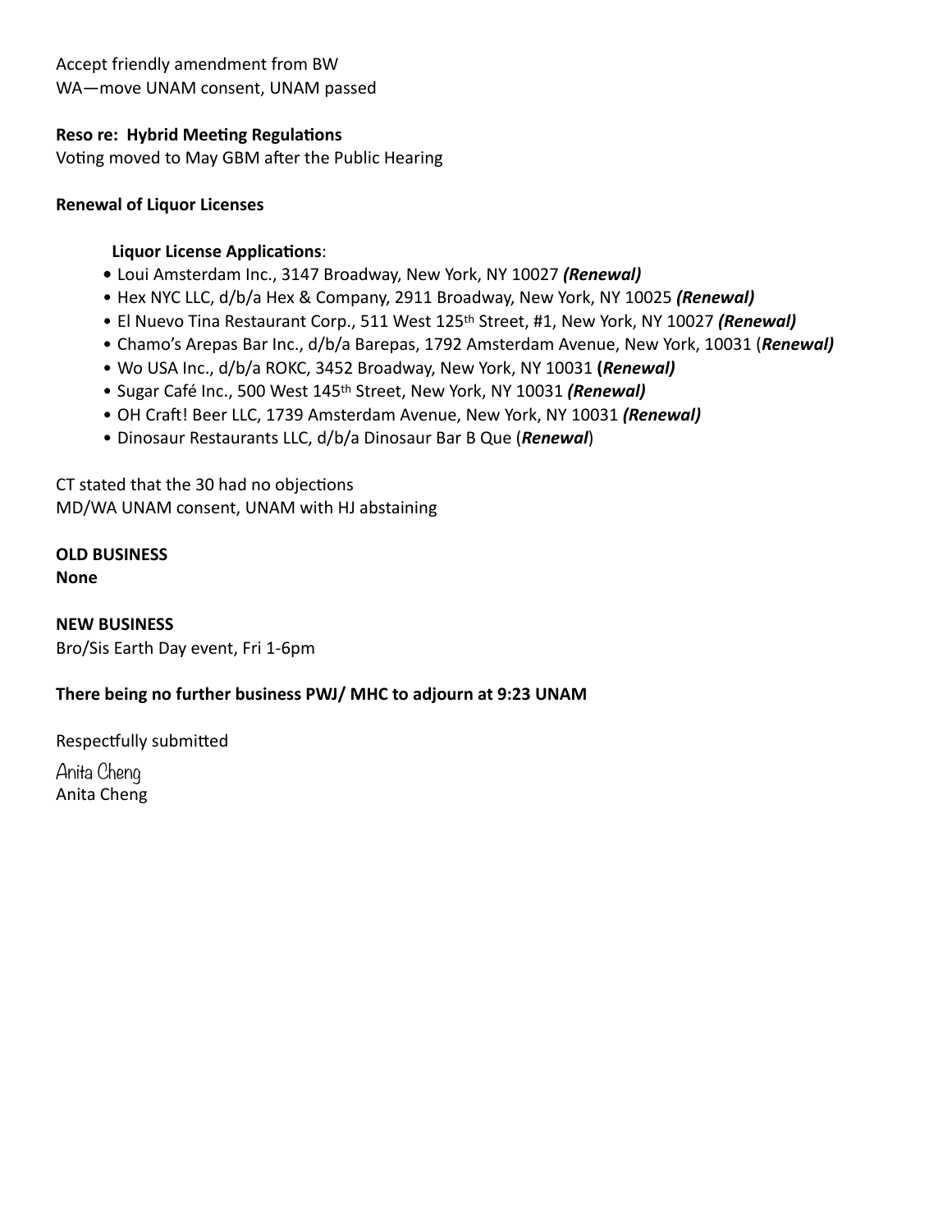Accept friendly amendment from BW
WA—move UNAM consent, UNAM passed

**Reso re: Hybrid Meeting Regulations**
Voting moved to May GBM after the Public Hearing

**Renewal of Liquor Licenses**

**Liquor License Applications**:

- Loui Amsterdam Inc., 3147 Broadway, New York, NY 10027 ***(Renewal)***
- Hex NYC LLC, d/b/a Hex & Company, 2911 Broadway, New York, NY 10025 ***(Renewal)***
- El Nuevo Tina Restaurant Corp., 511 West 125th Street, #1, New York, NY 10027 ***(Renewal)***
- Chamo's Arepas Bar Inc., d/b/a Barepas, 1792 Amsterdam Avenue, New York, 10031 (***Renewal)***
- Wo USA Inc., d/b/a ROKC, 3452 Broadway, New York, NY 10031 **(*Renewal)***
- Sugar Café Inc., 500 West 145th Street, New York, NY 10031 ***(Renewal)***
- OH Craft! Beer LLC, 1739 Amsterdam Avenue, New York, NY 10031 ***(Renewal)***
- Dinosaur Restaurants LLC, d/b/a Dinosaur Bar B Que (***Renewal***)

CT stated that the 30 had no objections
MD/WA UNAM consent, UNAM with HJ abstaining

**OLD BUSINESS**
**None**

**NEW BUSINESS**
Bro/Sis Earth Day event, Fri 1-6pm

**There being no further business PWJ/ MHC to adjourn at 9:23 UNAM**

Respectfully submitted

Anita Cheng
Anita Cheng